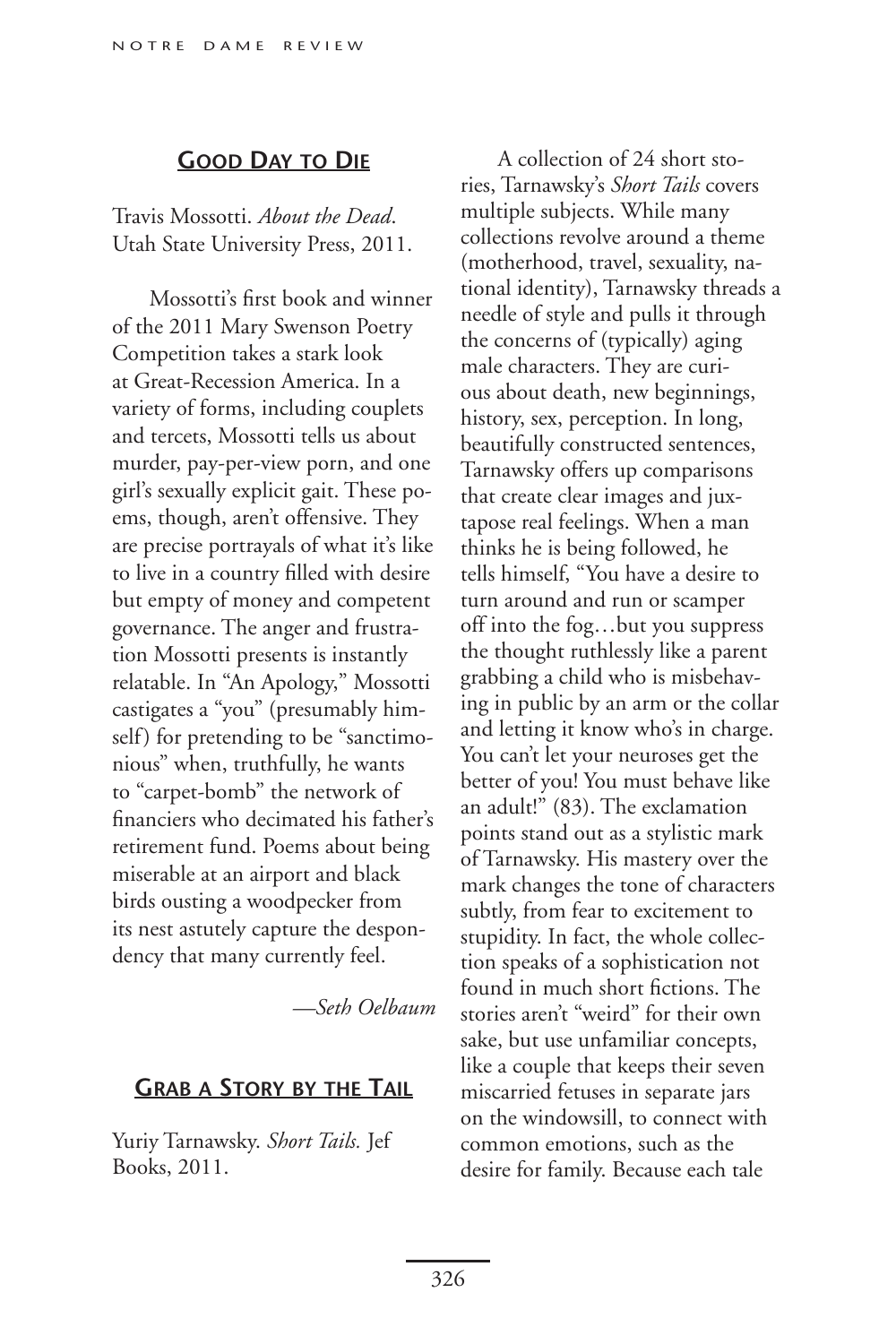## Good Day to Die

Travis Mossotti. *About the Dead*. Utah State University Press, 2011.

Mossotti's first book and winner of the 2011 Mary Swenson Poetry Competition takes a stark look at Great-Recession America. In a variety of forms, including couplets and tercets, Mossotti tells us about murder, pay-per-view porn, and one girl's sexually explicit gait. These poems, though, aren't offensive. They are precise portrayals of what it's like to live in a country filled with desire but empty of money and competent governance. The anger and frustration Mossotti presents is instantly relatable. In "An Apology," Mossotti castigates a "you" (presumably himself) for pretending to be "sanctimonious" when, truthfully, he wants to "carpet-bomb" the network of financiers who decimated his father's retirement fund. Poems about being miserable at an airport and black birds ousting a woodpecker from its nest astutely capture the despondency that many currently feel.

*—Seth Oelbaum*

## Grab a Story by the Tail

Yuriy Tarnawsky. *Short Tails.* Jef Books, 2011.

A collection of 24 short stories, Tarnawsky's *Short Tails* covers multiple subjects. While many collections revolve around a theme (motherhood, travel, sexuality, national identity), Tarnawsky threads a needle of style and pulls it through the concerns of (typically) aging male characters. They are curious about death, new beginnings, history, sex, perception. In long, beautifully constructed sentences, Tarnawsky offers up comparisons that create clear images and juxtapose real feelings. When a man thinks he is being followed, he tells himself, "You have a desire to turn around and run or scamper off into the fog…but you suppress the thought ruthlessly like a parent grabbing a child who is misbehaving in public by an arm or the collar and letting it know who's in charge. You can't let your neuroses get the better of you! You must behave like an adult!" (83). The exclamation points stand out as a stylistic mark of Tarnawsky. His mastery over the mark changes the tone of characters subtly, from fear to excitement to stupidity. In fact, the whole collection speaks of a sophistication not found in much short fictions. The stories aren't "weird" for their own sake, but use unfamiliar concepts, like a couple that keeps their seven miscarried fetuses in separate jars on the windowsill, to connect with common emotions, such as the desire for family. Because each tale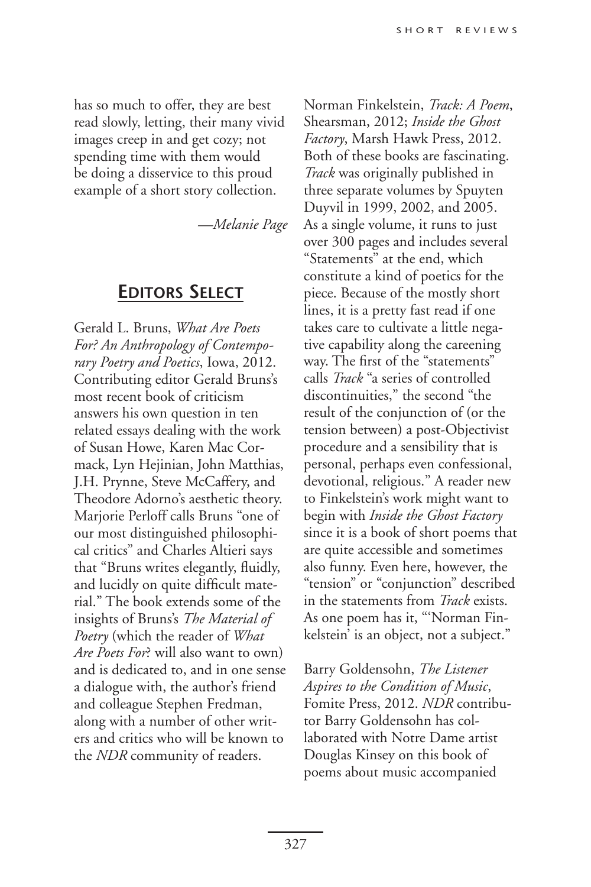has so much to offer, they are best read slowly, letting, their many vivid images creep in and get cozy; not spending time with them would be doing a disservice to this proud example of a short story collection.

—*Melanie Page*

## Editors Select

Gerald L. Bruns, *What Are Poets For? An Anthropology of Contemporary Poetry and Poetics*, Iowa, 2012. Contributing editor Gerald Bruns's most recent book of criticism answers his own question in ten related essays dealing with the work of Susan Howe, Karen Mac Cormack, Lyn Hejinian, John Matthias, J.H. Prynne, Steve McCaffery, and Theodore Adorno's aesthetic theory. Marjorie Perloff calls Bruns "one of our most distinguished philosophical critics" and Charles Altieri says that "Bruns writes elegantly, fluidly, and lucidly on quite difficult material." The book extends some of the insights of Bruns's *The Material of Poetry* (which the reader of *What Are Poets For*? will also want to own) and is dedicated to, and in one sense a dialogue with, the author's friend and colleague Stephen Fredman, along with a number of other writers and critics who will be known to the *NDR* community of readers.

Norman Finkelstein, *Track: A Poem*, Shearsman, 2012; *Inside the Ghost Factory*, Marsh Hawk Press, 2012. Both of these books are fascinating. *Track* was originally published in three separate volumes by Spuyten Duyvil in 1999, 2002, and 2005. As a single volume, it runs to just over 300 pages and includes several "Statements" at the end, which constitute a kind of poetics for the piece. Because of the mostly short lines, it is a pretty fast read if one takes care to cultivate a little negative capability along the careening way. The first of the "statements" calls *Track* "a series of controlled discontinuities," the second "the result of the conjunction of (or the tension between) a post-Objectivist procedure and a sensibility that is personal, perhaps even confessional, devotional, religious." A reader new to Finkelstein's work might want to begin with *Inside the Ghost Factory* since it is a book of short poems that are quite accessible and sometimes also funny. Even here, however, the "tension" or "conjunction" described in the statements from *Track* exists. As one poem has it, "'Norman Finkelstein' is an object, not a subject."

Barry Goldensohn, *The Listener Aspires to the Condition of Music*, Fomite Press, 2012. *NDR* contributor Barry Goldensohn has collaborated with Notre Dame artist Douglas Kinsey on this book of poems about music accompanied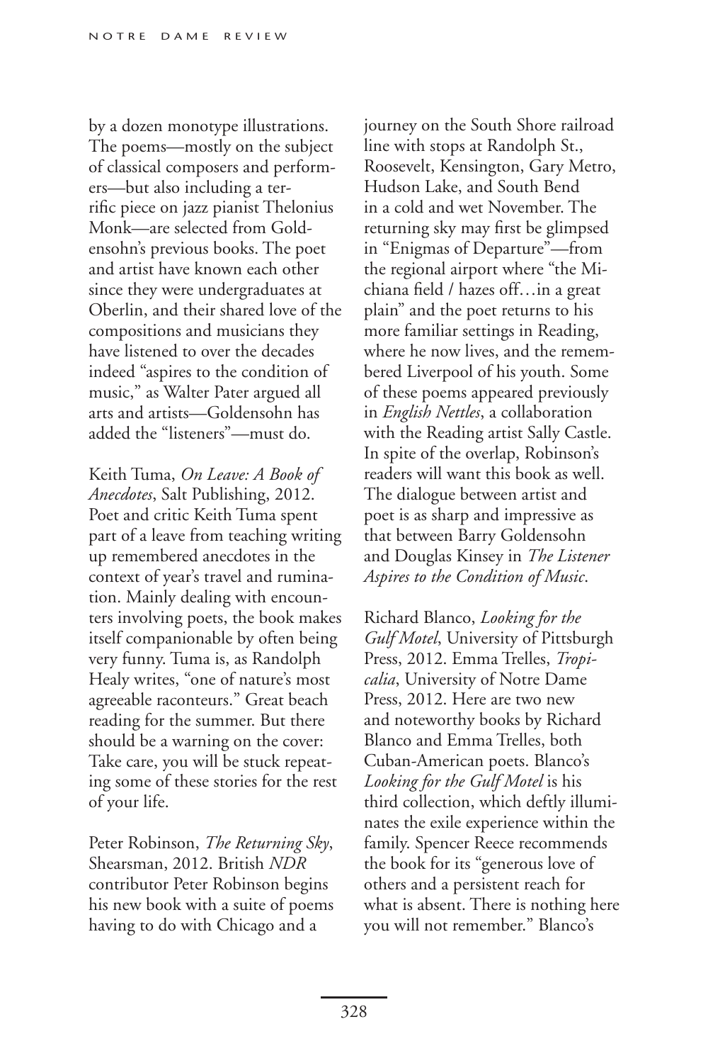by a dozen monotype illustrations. The poems—mostly on the subject of classical composers and performers—but also including a terrific piece on jazz pianist Thelonius Monk—are selected from Goldensohn's previous books. The poet and artist have known each other since they were undergraduates at Oberlin, and their shared love of the compositions and musicians they have listened to over the decades indeed "aspires to the condition of music," as Walter Pater argued all arts and artists—Goldensohn has added the "listeners"—must do.

Keith Tuma, *On Leave: A Book of Anecdotes*, Salt Publishing, 2012. Poet and critic Keith Tuma spent part of a leave from teaching writing up remembered anecdotes in the context of year's travel and rumination. Mainly dealing with encounters involving poets, the book makes itself companionable by often being very funny. Tuma is, as Randolph Healy writes, "one of nature's most agreeable raconteurs." Great beach reading for the summer. But there should be a warning on the cover: Take care, you will be stuck repeating some of these stories for the rest of your life.

Peter Robinson, *The Returning Sky*, Shearsman, 2012. British *NDR* contributor Peter Robinson begins his new book with a suite of poems having to do with Chicago and a journey on the South Shore railroad line with stops at Randolph St., Roosevelt, Kensington, Gary Metro, Hudson Lake, and South Bend in a cold and wet November. The returning sky may first be glimpsed in "Enigmas of Departure"—from the regional airport where "the Michiana field / hazes off…in a great plain" and the poet returns to his more familiar settings in Reading, where he now lives, and the remembered Liverpool of his youth. Some of these poems appeared previously in *English Nettles*, a collaboration with the Reading artist Sally Castle. In spite of the overlap, Robinson's readers will want this book as well. The dialogue between artist and poet is as sharp and impressive as that between Barry Goldensohn and Douglas Kinsey in *The Listener Aspires to the Condition of Music*.

Richard Blanco, *Looking for the Gulf Motel*, University of Pittsburgh Press, 2012. Emma Trelles, *Tropicalia*, University of Notre Dame Press, 2012. Here are two new and noteworthy books by Richard Blanco and Emma Trelles, both Cuban-American poets. Blanco's *Looking for the Gulf Motel* is his third collection, which deftly illuminates the exile experience within the family. Spencer Reece recommends the book for its "generous love of others and a persistent reach for what is absent. There is nothing here you will not remember." Blanco's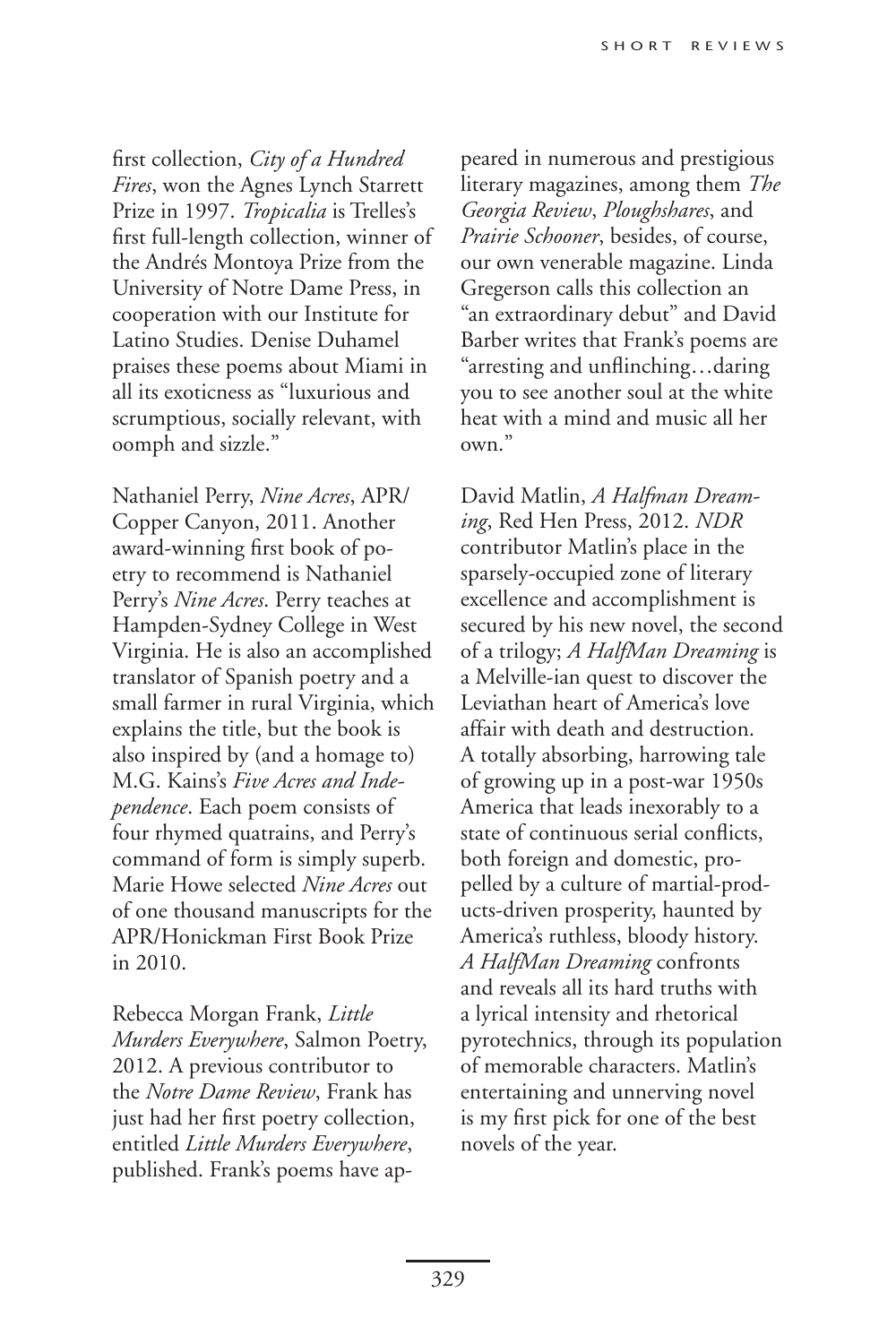first collection, *City of a Hundred Fires*, won the Agnes Lynch Starrett Prize in 1997. *Tropicalia* is Trelles's first full-length collection, winner of the Andrés Montoya Prize from the University of Notre Dame Press, in cooperation with our Institute for Latino Studies. Denise Duhamel praises these poems about Miami in all its exoticness as "luxurious and scrumptious, socially relevant, with oomph and sizzle."

Nathaniel Perry, *Nine Acres*, APR/Copper Canyon, 2011. Another award-winning first book of poetry to recommend is Nathaniel Perry's *Nine Acres*. Perry teaches at Hampden-Sydney College in West Virginia. He is also an accomplished translator of Spanish poetry and a small farmer in rural Virginia, which explains the title, but the book is also inspired by (and a homage to) M.G. Kains's *Five Acres and Independence*. Each poem consists of four rhymed quatrains, and Perry's command of form is simply superb. Marie Howe selected *Nine Acres* out of one thousand manuscripts for the APR/Honickman First Book Prize in 2010.

Rebecca Morgan Frank, *Little Murders Everywhere*, Salmon Poetry, 2012. A previous contributor to the *Notre Dame Review*, Frank has just had her first poetry collection, entitled *Little Murders Everywhere*, published. Frank's poems have appeared in numerous and prestigious literary magazines, among them *The Georgia Review*, *Ploughshares*, and *Prairie Schooner*, besides, of course, our own venerable magazine. Linda Gregerson calls this collection an "an extraordinary debut" and David Barber writes that Frank's poems are "arresting and unflinching…daring you to see another soul at the white heat with a mind and music all her own."

David Matlin, *A Halfman Dreaming*, Red Hen Press, 2012. *NDR* contributor Matlin's place in the sparsely-occupied zone of literary excellence and accomplishment is secured by his new novel, the second of a trilogy; *A HalfMan Dreaming* is a Melville-ian quest to discover the Leviathan heart of America's love affair with death and destruction. A totally absorbing, harrowing tale of growing up in a post-war 1950s America that leads inexorably to a state of continuous serial conflicts, both foreign and domestic, propelled by a culture of martial-products-driven prosperity, haunted by America's ruthless, bloody history. *A HalfMan Dreaming* confronts and reveals all its hard truths with a lyrical intensity and rhetorical pyrotechnics, through its population of memorable characters. Matlin's entertaining and unnerving novel is my first pick for one of the best novels of the year.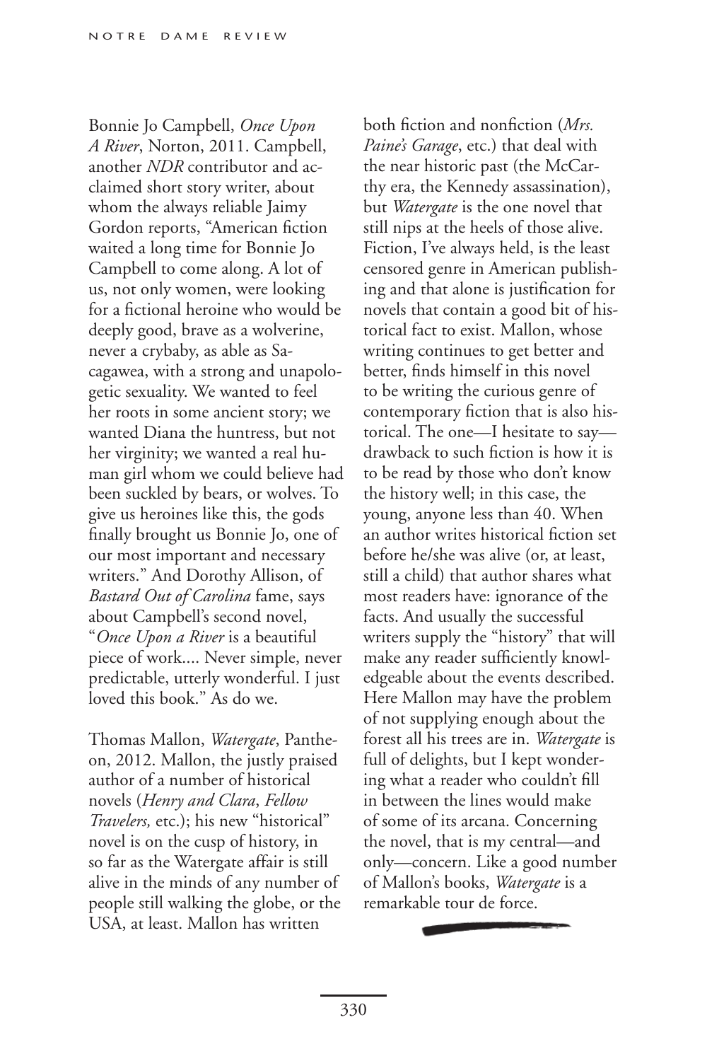Bonnie Jo Campbell, *Once Upon A River*, Norton, 2011. Campbell, another *NDR* contributor and acclaimed short story writer, about whom the always reliable Jaimy Gordon reports, "American fiction waited a long time for Bonnie Jo Campbell to come along. A lot of us, not only women, were looking for a fictional heroine who would be deeply good, brave as a wolverine, never a crybaby, as able as Sacagawea, with a strong and unapologetic sexuality. We wanted to feel her roots in some ancient story; we wanted Diana the huntress, but not her virginity; we wanted a real human girl whom we could believe had been suckled by bears, or wolves. To give us heroines like this, the gods finally brought us Bonnie Jo, one of our most important and necessary writers." And Dorothy Allison, of *Bastard Out of Carolina* fame, says about Campbell's second novel, "*Once Upon a River* is a beautiful piece of work.... Never simple, never predictable, utterly wonderful. I just loved this book." As do we.

Thomas Mallon, *Watergate*, Pantheon, 2012. Mallon, the justly praised author of a number of historical novels (*Henry and Clara*, *Fellow Travelers,* etc.); his new "historical" novel is on the cusp of history, in so far as the Watergate affair is still alive in the minds of any number of people still walking the globe, or the USA, at least. Mallon has written both fiction and nonfiction (*Mrs. Paine's Garage*, etc.) that deal with the near historic past (the McCarthy era, the Kennedy assassination), but *Watergate* is the one novel that still nips at the heels of those alive. Fiction, I've always held, is the least censored genre in American publishing and that alone is justification for novels that contain a good bit of historical fact to exist. Mallon, whose writing continues to get better and better, finds himself in this novel to be writing the curious genre of contemporary fiction that is also historical. The one—I hesitate to say—drawback to such fiction is how it is to be read by those who don't know the history well; in this case, the young, anyone less than 40. When an author writes historical fiction set before he/she was alive (or, at least, still a child) that author shares what most readers have: ignorance of the facts. And usually the successful writers supply the "history" that will make any reader sufficiently knowledgeable about the events described. Here Mallon may have the problem of not supplying enough about the forest all his trees are in. *Watergate* is full of delights, but I kept wondering what a reader who couldn't fill in between the lines would make of some of its arcana. Concerning the novel, that is my central—and only—concern. Like a good number of Mallon's books, *Watergate* is a remarkable tour de force.